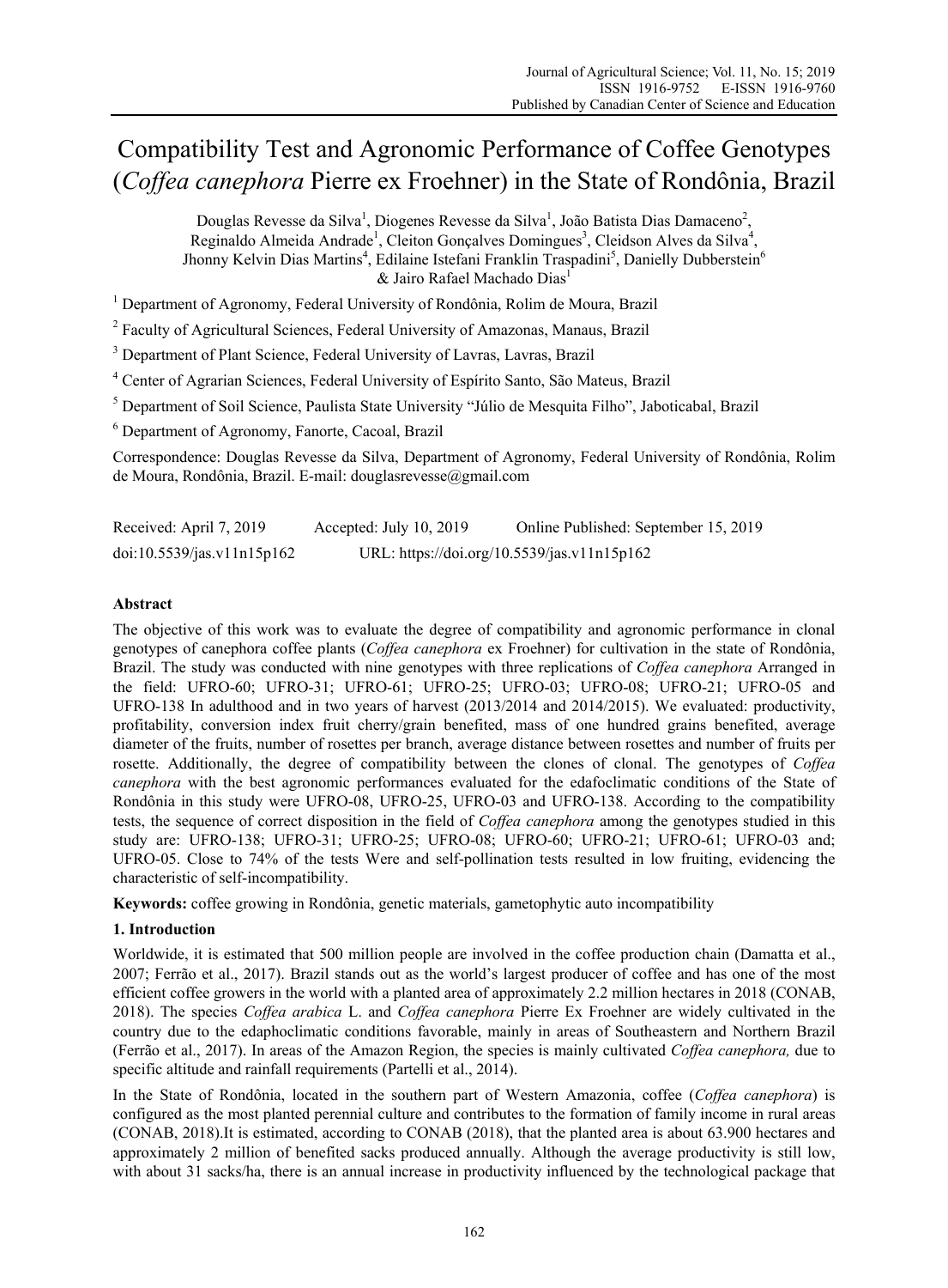# Compatibility Test and Agronomic Performance of Coffee Genotypes (*Coffea canephora* Pierre ex Froehner) in the State of Rondônia, Brazil

Douglas Revesse da Silva[1], Diogenes Revesse da Silva[1], João Batista Dias Damaceno[2], Reginaldo Almeida Andrade[1], Cleiton Gonçalves Domingues[3], Cleidson Alves da Silva[4], Jhonny Kelvin Dias Martins[4], Edilaine Istefani Franklin Traspadini[5], Danielly Dubberstein[6] & Jairo Rafael Machado Dias[1]

[1] Department of Agronomy, Federal University of Rondônia, Rolim de Moura, Brazil

[2] Faculty of Agricultural Sciences, Federal University of Amazonas, Manaus, Brazil

[3] Department of Plant Science, Federal University of Lavras, Lavras, Brazil

[4] Center of Agrarian Sciences, Federal University of Espírito Santo, São Mateus, Brazil

[5] Department of Soil Science, Paulista State University "Júlio de Mesquita Filho", Jaboticabal, Brazil

[6] Department of Agronomy, Fanorte, Cacoal, Brazil

Correspondence: Douglas Revesse da Silva, Department of Agronomy, Federal University of Rondônia, Rolim de Moura, Rondônia, Brazil. E-mail: douglasrevesse@gmail.com

Received: April 7, 2019 Accepted: July 10, 2019 Online Published: September 15, 2019

doi:10.5539/jas.v11n15p162 URL: https://doi.org/10.5539/jas.v11n15p162

## Abstract

The objective of this work was to evaluate the degree of compatibility and agronomic performance in clonal genotypes of canephora coffee plants (*Coffea canephora* ex Froehner) for cultivation in the state of Rondônia, Brazil. The study was conducted with nine genotypes with three replications of *Coffea canephora* Arranged in the field: UFRO-60; UFRO-31; UFRO-61; UFRO-25; UFRO-03; UFRO-08; UFRO-21; UFRO-05 and UFRO-138 In adulthood and in two years of harvest (2013/2014 and 2014/2015). We evaluated: productivity, profitability, conversion index fruit cherry/grain benefited, mass of one hundred grains benefited, average diameter of the fruits, number of rosettes per branch, average distance between rosettes and number of fruits per rosette. Additionally, the degree of compatibility between the clones of clonal. The genotypes of *Coffea canephora* with the best agronomic performances evaluated for the edafoclimatic conditions of the State of Rondônia in this study were UFRO-08, UFRO-25, UFRO-03 and UFRO-138. According to the compatibility tests, the sequence of correct disposition in the field of *Coffea canephora* among the genotypes studied in this study are: UFRO-138; UFRO-31; UFRO-25; UFRO-08; UFRO-60; UFRO-21; UFRO-61; UFRO-03 and; UFRO-05. Close to 74% of the tests Were and self-pollination tests resulted in low fruiting, evidencing the characteristic of self-incompatibility.

**Keywords:** coffee growing in Rondônia, genetic materials, gametophytic auto incompatibility

## 1. Introduction

Worldwide, it is estimated that 500 million people are involved in the coffee production chain (Damatta et al., 2007; Ferrão et al., 2017). Brazil stands out as the world's largest producer of coffee and has one of the most efficient coffee growers in the world with a planted area of approximately 2.2 million hectares in 2018 (CONAB, 2018). The species *Coffea arabica* L. and *Coffea canephora* Pierre Ex Froehner are widely cultivated in the country due to the edaphoclimatic conditions favorable, mainly in areas of Southeastern and Northern Brazil (Ferrão et al., 2017). In areas of the Amazon Region, the species is mainly cultivated *Coffea canephora,* due to specific altitude and rainfall requirements (Partelli et al., 2014).

In the State of Rondônia, located in the southern part of Western Amazonia, coffee (*Coffea canephora*) is configured as the most planted perennial culture and contributes to the formation of family income in rural areas (CONAB, 2018).It is estimated, according to CONAB (2018), that the planted area is about 63.900 hectares and approximately 2 million of benefited sacks produced annually. Although the average productivity is still low, with about 31 sacks/ha, there is an annual increase in productivity influenced by the technological package that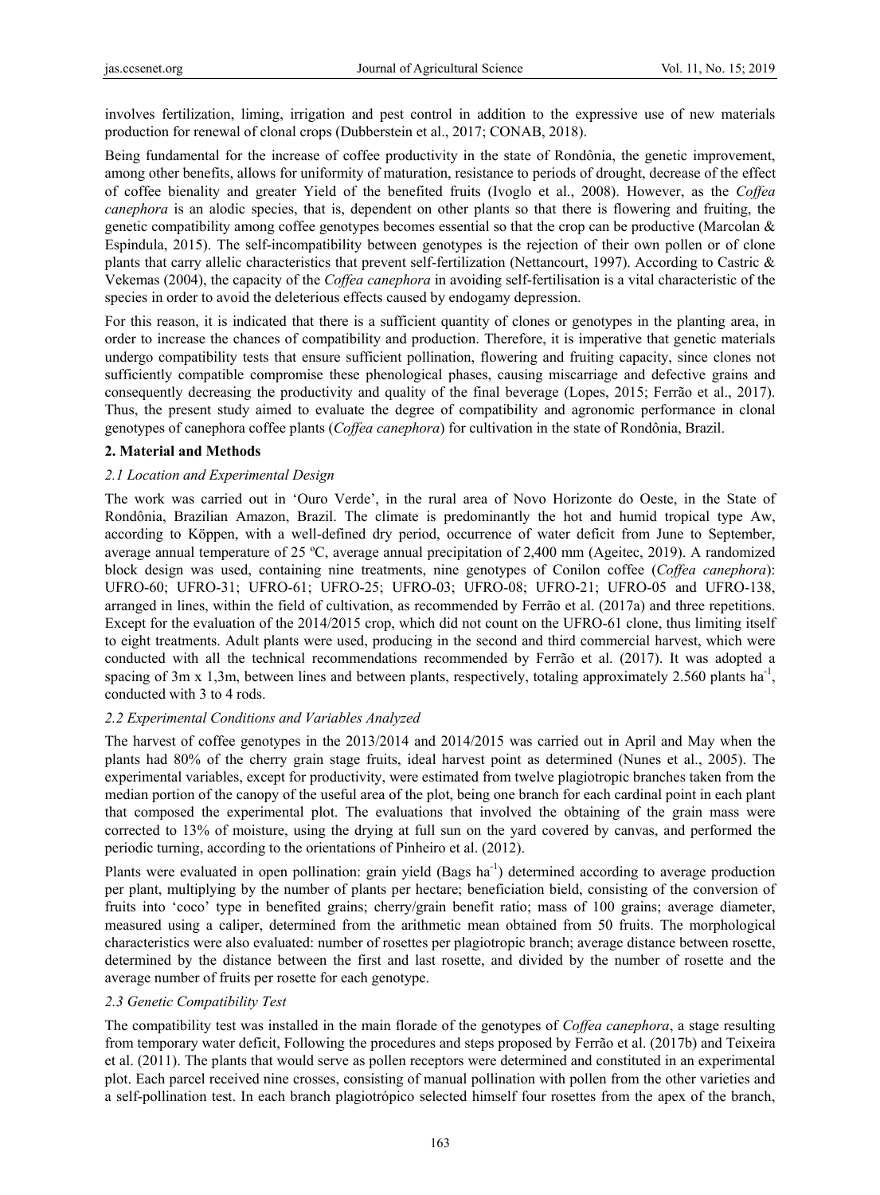involves fertilization, liming, irrigation and pest control in addition to the expressive use of new materials production for renewal of clonal crops (Dubberstein et al., 2017; CONAB, 2018).

Being fundamental for the increase of coffee productivity in the state of Rondônia, the genetic improvement, among other benefits, allows for uniformity of maturation, resistance to periods of drought, decrease of the effect of coffee bienality and greater Yield of the benefited fruits (Ivoglo et al., 2008). However, as the *Coffea canephora* is an alodic species, that is, dependent on other plants so that there is flowering and fruiting, the genetic compatibility among coffee genotypes becomes essential so that the crop can be productive (Marcolan & Espindula, 2015). The self-incompatibility between genotypes is the rejection of their own pollen or of clone plants that carry allelic characteristics that prevent self-fertilization (Nettancourt, 1997). According to Castric & Vekemas (2004), the capacity of the *Coffea canephora* in avoiding self-fertilisation is a vital characteristic of the species in order to avoid the deleterious effects caused by endogamy depression.

For this reason, it is indicated that there is a sufficient quantity of clones or genotypes in the planting area, in order to increase the chances of compatibility and production. Therefore, it is imperative that genetic materials undergo compatibility tests that ensure sufficient pollination, flowering and fruiting capacity, since clones not sufficiently compatible compromise these phenological phases, causing miscarriage and defective grains and consequently decreasing the productivity and quality of the final beverage (Lopes, 2015; Ferrão et al., 2017). Thus, the present study aimed to evaluate the degree of compatibility and agronomic performance in clonal genotypes of canephora coffee plants (*Coffea canephora*) for cultivation in the state of Rondônia, Brazil.

## 2. Material and Methods

### *2.1 Location and Experimental Design*

The work was carried out in 'Ouro Verde', in the rural area of Novo Horizonte do Oeste, in the State of Rondônia, Brazilian Amazon, Brazil. The climate is predominantly the hot and humid tropical type Aw, according to Köppen, with a well-defined dry period, occurrence of water deficit from June to September, average annual temperature of 25 ºC, average annual precipitation of 2,400 mm (Ageitec, 2019). A randomized block design was used, containing nine treatments, nine genotypes of Conilon coffee (*Coffea canephora*): UFRO-60; UFRO-31; UFRO-61; UFRO-25; UFRO-03; UFRO-08; UFRO-21; UFRO-05 and UFRO-138, arranged in lines, within the field of cultivation, as recommended by Ferrão et al. (2017a) and three repetitions. Except for the evaluation of the 2014/2015 crop, which did not count on the UFRO-61 clone, thus limiting itself to eight treatments. Adult plants were used, producing in the second and third commercial harvest, which were conducted with all the technical recommendations recommended by Ferrão et al. (2017). It was adopted a spacing of 3m x 1,3m, between lines and between plants, respectively, totaling approximately 2.560 plants ha$^{-1}$, conducted with 3 to 4 rods.

### *2.2 Experimental Conditions and Variables Analyzed*

The harvest of coffee genotypes in the 2013/2014 and 2014/2015 was carried out in April and May when the plants had 80% of the cherry grain stage fruits, ideal harvest point as determined (Nunes et al., 2005). The experimental variables, except for productivity, were estimated from twelve plagiotropic branches taken from the median portion of the canopy of the useful area of the plot, being one branch for each cardinal point in each plant that composed the experimental plot. The evaluations that involved the obtaining of the grain mass were corrected to 13% of moisture, using the drying at full sun on the yard covered by canvas, and performed the periodic turning, according to the orientations of Pinheiro et al. (2012).

Plants were evaluated in open pollination: grain yield (Bags ha$^{-1}$) determined according to average production per plant, multiplying by the number of plants per hectare; beneficiation bield, consisting of the conversion of fruits into 'coco' type in benefited grains; cherry/grain benefit ratio; mass of 100 grains; average diameter, measured using a caliper, determined from the arithmetic mean obtained from 50 fruits. The morphological characteristics were also evaluated: number of rosettes per plagiotropic branch; average distance between rosette, determined by the distance between the first and last rosette, and divided by the number of rosette and the average number of fruits per rosette for each genotype.

### *2.3 Genetic Compatibility Test*

The compatibility test was installed in the main florade of the genotypes of *Coffea canephora*, a stage resulting from temporary water deficit, Following the procedures and steps proposed by Ferrão et al. (2017b) and Teixeira et al. (2011). The plants that would serve as pollen receptors were determined and constituted in an experimental plot. Each parcel received nine crosses, consisting of manual pollination with pollen from the other varieties and a self-pollination test. In each branch plagiotrópico selected himself four rosettes from the apex of the branch,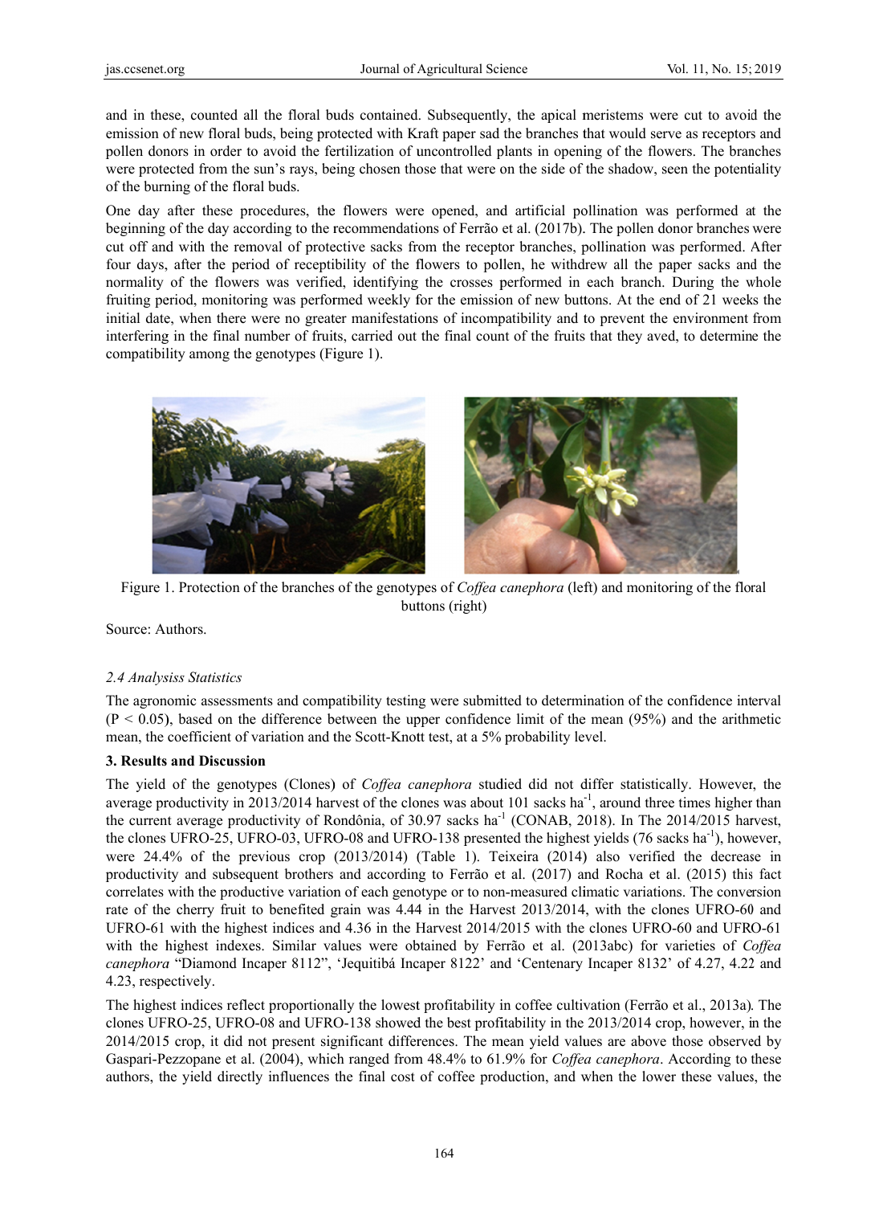and in these, counted all the floral buds contained. Subsequently, the apical meristems were cut to avoid the emission of new floral buds, being protected with Kraft paper sad the branches that would serve as receptors and pollen donors in order to avoid the fertilization of uncontrolled plants in opening of the flowers. The branches were protected from the sun's rays, being chosen those that were on the side of the shadow, seen the potentiality of the burning of the floral buds.

One day after these procedures, the flowers were opened, and artificial pollination was performed at the beginning of the day according to the recommendations of Ferrão et al. (2017b). The pollen donor branches were cut off and with the removal of protective sacks from the receptor branches, pollination was performed. After four days, after the period of receptibility of the flowers to pollen, he withdrew all the paper sacks and the normality of the flowers was verified, identifying the crosses performed in each branch. During the whole fruiting period, monitoring was performed weekly for the emission of new buttons. At the end of 21 weeks the initial date, when there were no greater manifestations of incompatibility and to prevent the environment from interfering in the final number of fruits, carried out the final count of the fruits that they aved, to determine the compatibility among the genotypes (Figure 1).

Figure 1. Protection of the branches of the genotypes of *Coffea canephora* (left) and monitoring of the floral buttons (right)

Source: Authors.

### *2.4 Analysiss Statistics*

The agronomic assessments and compatibility testing were submitted to determination of the confidence interval ($P < 0.05$), based on the difference between the upper confidence limit of the mean (95%) and the arithmetic mean, the coefficient of variation and the Scott-Knott test, at a 5% probability level.

## **3. Results and Discussion**

The yield of the genotypes (Clones) of *Coffea canephora* studied did not differ statistically. However, the average productivity in 2013/2014 harvest of the clones was about 101 sacks ha$^{-1}$, around three times higher than the current average productivity of Rondônia, of 30.97 sacks ha$^{-1}$ (CONAB, 2018). In The 2014/2015 harvest, the clones UFRO-25, UFRO-03, UFRO-08 and UFRO-138 presented the highest yields (76 sacks ha$^{-1}$), however, were 24.4% of the previous crop (2013/2014) (Table 1). Teixeira (2014) also verified the decrease in productivity and subsequent brothers and according to Ferrão et al. (2017) and Rocha et al. (2015) this fact correlates with the productive variation of each genotype or to non-measured climatic variations. The conversion rate of the cherry fruit to benefited grain was 4.44 in the Harvest 2013/2014, with the clones UFRO-60 and UFRO-61 with the highest indices and 4.36 in the Harvest 2014/2015 with the clones UFRO-60 and UFRO-61 with the highest indexes. Similar values were obtained by Ferrão et al. (2013abc) for varieties of *Coffea canephora* "Diamond Incaper 8112", 'Jequitibá Incaper 8122' and 'Centenary Incaper 8132' of 4.27, 4.22 and 4.23, respectively.

The highest indices reflect proportionally the lowest profitability in coffee cultivation (Ferrão et al., 2013a). The clones UFRO-25, UFRO-08 and UFRO-138 showed the best profitability in the 2013/2014 crop, however, in the 2014/2015 crop, it did not present significant differences. The mean yield values are above those observed by Gaspari-Pezzopane et al. (2004), which ranged from 48.4% to 61.9% for *Coffea canephora*. According to these authors, the yield directly influences the final cost of coffee production, and when the lower these values, the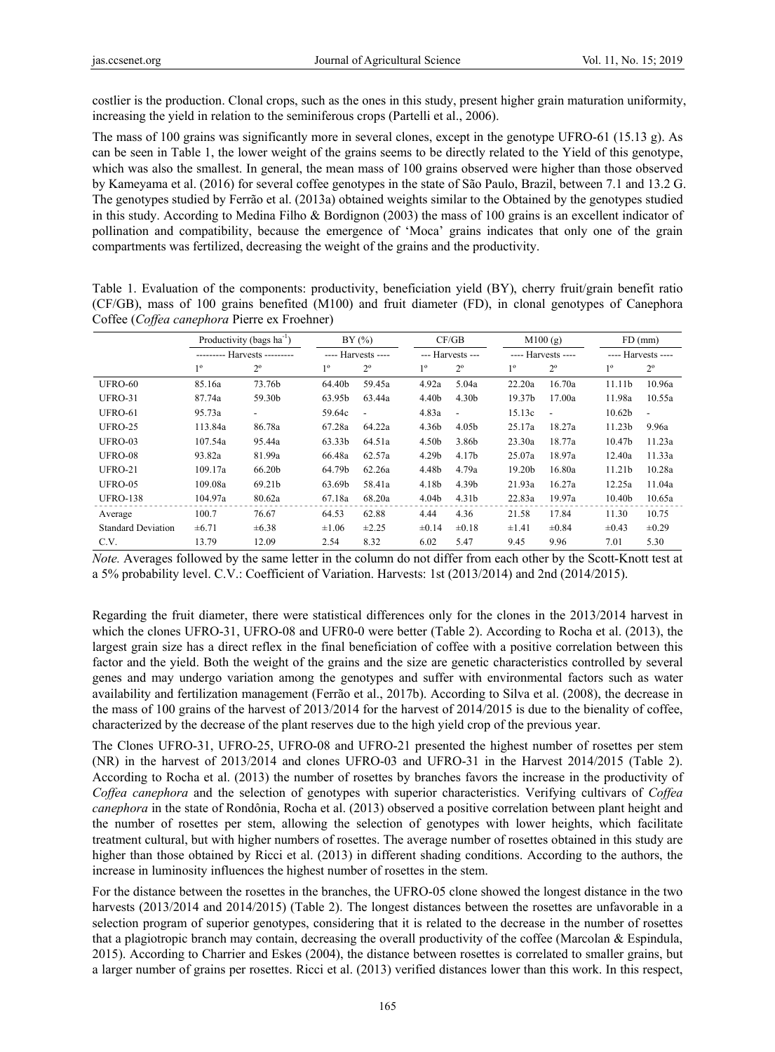costlier is the production. Clonal crops, such as the ones in this study, present higher grain maturation uniformity, increasing the yield in relation to the seminiferous crops (Partelli et al., 2006).

The mass of 100 grains was significantly more in several clones, except in the genotype UFRO-61 (15.13 g). As can be seen in Table 1, the lower weight of the grains seems to be directly related to the Yield of this genotype, which was also the smallest. In general, the mean mass of 100 grains observed were higher than those observed by Kameyama et al. (2016) for several coffee genotypes in the state of São Paulo, Brazil, between 7.1 and 13.2 G. The genotypes studied by Ferrão et al. (2013a) obtained weights similar to the Obtained by the genotypes studied in this study. According to Medina Filho & Bordignon (2003) the mass of 100 grains is an excellent indicator of pollination and compatibility, because the emergence of 'Moca' grains indicates that only one of the grain compartments was fertilized, decreasing the weight of the grains and the productivity.

Table 1. Evaluation of the components: productivity, beneficiation yield (BY), cherry fruit/grain benefit ratio (CF/GB), mass of 100 grains benefited (M100) and fruit diameter (FD), in clonal genotypes of Canephora Coffee (*Coffea canephora* Pierre ex Froehner)

| | Productivity (bags ha$^{-1}$) | | BY (%) | | CF/GB | | M100 (g) | | FD (mm) | |
|---|---|---|---|---|---|---|---|---|---|---|
| | --------- Harvests --------- | | ---- Harvests ---- | | --- Harvests --- | | ---- Harvests ---- | | ---- Harvests ---- | |
| | 1º | 2º | 1º | 2º | 1º | 2º | 1º | 2º | 1º | 2º |
| UFRO-60 | 85.16a | 73.76b | 64.40b | 59.45a | 4.92a | 5.04a | 22.20a | 16.70a | 11.11b | 10.96a |
| UFRO-31 | 87.74a | 59.30b | 63.95b | 63.44a | 4.40b | 4.30b | 19.37b | 17.00a | 11.98a | 10.55a |
| UFRO-61 | 95.73a | - | 59.64c | - | 4.83a | - | 15.13c | - | 10.62b | - |
| UFRO-25 | 113.84a | 86.78a | 67.28a | 64.22a | 4.36b | 4.05b | 25.17a | 18.27a | 11.23b | 9.96a |
| UFRO-03 | 107.54a | 95.44a | 63.33b | 64.51a | 4.50b | 3.86b | 23.30a | 18.77a | 10.47b | 11.23a |
| UFRO-08 | 93.82a | 81.99a | 66.48a | 62.57a | 4.29b | 4.17b | 25.07a | 18.97a | 12.40a | 11.33a |
| UFRO-21 | 109.17a | 66.20b | 64.79b | 62.26a | 4.48b | 4.79a | 19.20b | 16.80a | 11.21b | 10.28a |
| UFRO-05 | 109.08a | 69.21b | 63.69b | 58.41a | 4.18b | 4.39b | 21.93a | 16.27a | 12.25a | 11.04a |
| UFRO-138 | 104.97a | 80.62a | 67.18a | 68.20a | 4.04b | 4.31b | 22.83a | 19.97a | 10.40b | 10.65a |
| Average | 100.7 | 76.67 | 64.53 | 62.88 | 4.44 | 4.36 | 21.58 | 17.84 | 11.30 | 10.75 |
| Standard Deviation | ±6.71 | ±6.38 | ±1.06 | ±2.25 | ±0.14 | ±0.18 | ±1.41 | ±0.84 | ±0.43 | ±0.29 |
| C.V. | 13.79 | 12.09 | 2.54 | 8.32 | 6.02 | 5.47 | 9.45 | 9.96 | 7.01 | 5.30 |

*Note.* Averages followed by the same letter in the column do not differ from each other by the Scott-Knott test at a 5% probability level. C.V.: Coefficient of Variation. Harvests: 1st (2013/2014) and 2nd (2014/2015).

Regarding the fruit diameter, there were statistical differences only for the clones in the 2013/2014 harvest in which the clones UFRO-31, UFRO-08 and UFR0-0 were better (Table 2). According to Rocha et al. (2013), the largest grain size has a direct reflex in the final beneficiation of coffee with a positive correlation between this factor and the yield. Both the weight of the grains and the size are genetic characteristics controlled by several genes and may undergo variation among the genotypes and suffer with environmental factors such as water availability and fertilization management (Ferrão et al., 2017b). According to Silva et al. (2008), the decrease in the mass of 100 grains of the harvest of 2013/2014 for the harvest of 2014/2015 is due to the bienality of coffee, characterized by the decrease of the plant reserves due to the high yield crop of the previous year.

The Clones UFRO-31, UFRO-25, UFRO-08 and UFRO-21 presented the highest number of rosettes per stem (NR) in the harvest of 2013/2014 and clones UFRO-03 and UFRO-31 in the Harvest 2014/2015 (Table 2). According to Rocha et al. (2013) the number of rosettes by branches favors the increase in the productivity of *Coffea canephora* and the selection of genotypes with superior characteristics. Verifying cultivars of *Coffea canephora* in the state of Rondônia, Rocha et al. (2013) observed a positive correlation between plant height and the number of rosettes per stem, allowing the selection of genotypes with lower heights, which facilitate treatment cultural, but with higher numbers of rosettes. The average number of rosettes obtained in this study are higher than those obtained by Ricci et al. (2013) in different shading conditions. According to the authors, the increase in luminosity influences the highest number of rosettes in the stem.

For the distance between the rosettes in the branches, the UFRO-05 clone showed the longest distance in the two harvests (2013/2014 and 2014/2015) (Table 2). The longest distances between the rosettes are unfavorable in a selection program of superior genotypes, considering that it is related to the decrease in the number of rosettes that a plagiotropic branch may contain, decreasing the overall productivity of the coffee (Marcolan & Espindula, 2015). According to Charrier and Eskes (2004), the distance between rosettes is correlated to smaller grains, but a larger number of grains per rosettes. Ricci et al. (2013) verified distances lower than this work. In this respect,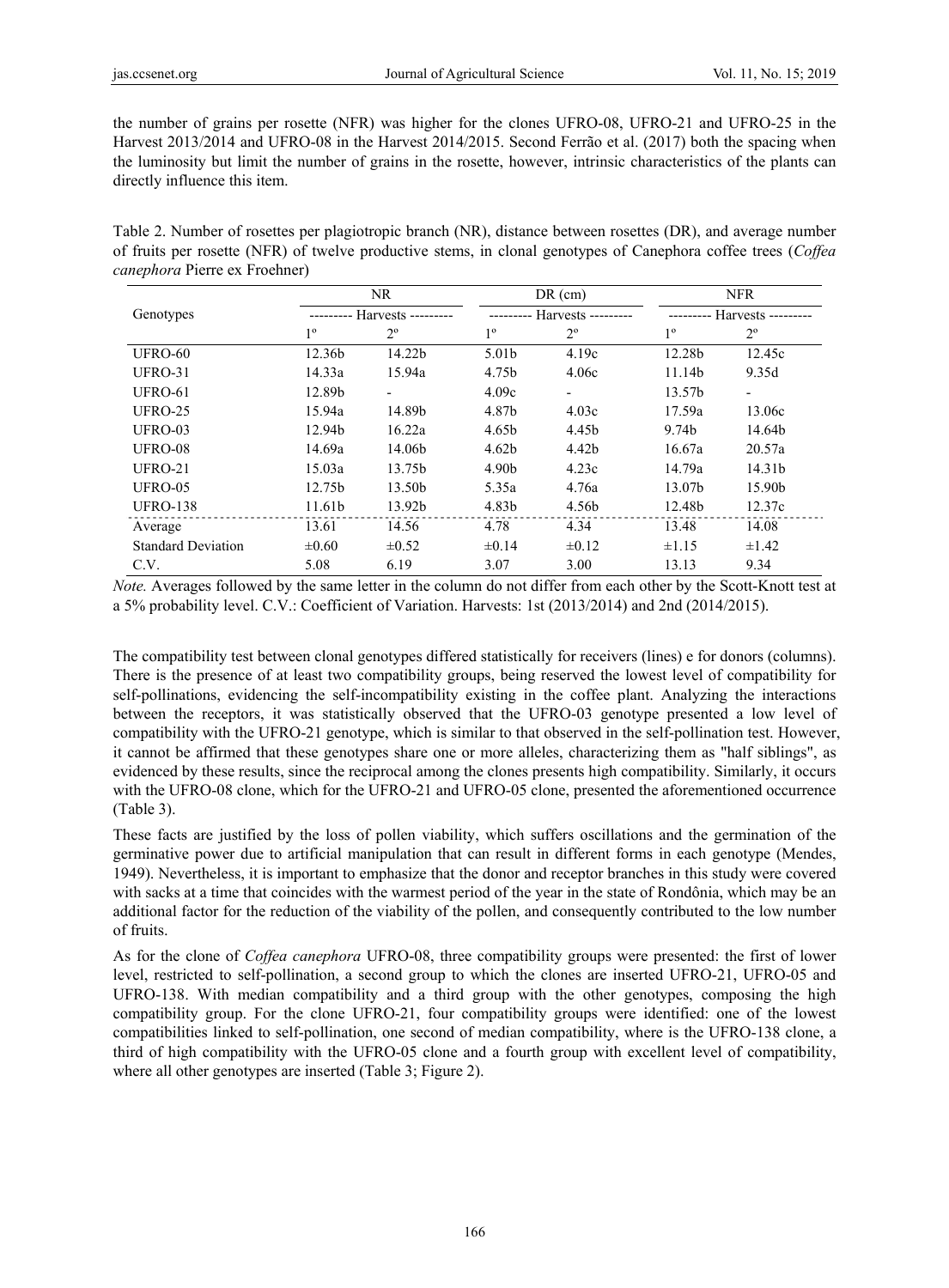the number of grains per rosette (NFR) was higher for the clones UFRO-08, UFRO-21 and UFRO-25 in the Harvest 2013/2014 and UFRO-08 in the Harvest 2014/2015. Second Ferrão et al. (2017) both the spacing when the luminosity but limit the number of grains in the rosette, however, intrinsic characteristics of the plants can directly influence this item.

Table 2. Number of rosettes per plagiotropic branch (NR), distance between rosettes (DR), and average number of fruits per rosette (NFR) of twelve productive stems, in clonal genotypes of Canephora coffee trees (*Coffea canephora* Pierre ex Froehner)

| Genotypes | NR | | DR (cm) | | NFR | |
|---|---|---|---|---|---|---|
| | --------- Harvests --------- | | --------- Harvests --------- | | --------- Harvests --------- | |
| | 1º | 2º | 1º | 2º | 1º | 2º |
| UFRO-60 | 12.36b | 14.22b | 5.01b | 4.19c | 12.28b | 12.45c |
| UFRO-31 | 14.33a | 15.94a | 4.75b | 4.06c | 11.14b | 9.35d |
| UFRO-61 | 12.89b | - | 4.09c | - | 13.57b | - |
| UFRO-25 | 15.94a | 14.89b | 4.87b | 4.03c | 17.59a | 13.06c |
| UFRO-03 | 12.94b | 16.22a | 4.65b | 4.45b | 9.74b | 14.64b |
| UFRO-08 | 14.69a | 14.06b | 4.62b | 4.42b | 16.67a | 20.57a |
| UFRO-21 | 15.03a | 13.75b | 4.90b | 4.23c | 14.79a | 14.31b |
| UFRO-05 | 12.75b | 13.50b | 5.35a | 4.76a | 13.07b | 15.90b |
| UFRO-138 | 11.61b | 13.92b | 4.83b | 4.56b | 12.48b | 12.37c |
| Average | 13.61 | 14.56 | 4.78 | 4.34 | 13.48 | 14.08 |
| Standard Deviation | ±0.60 | ±0.52 | ±0.14 | ±0.12 | ±1.15 | ±1.42 |
| C.V. | 5.08 | 6.19 | 3.07 | 3.00 | 13.13 | 9.34 |

*Note.* Averages followed by the same letter in the column do not differ from each other by the Scott-Knott test at a 5% probability level. C.V.: Coefficient of Variation. Harvests: 1st (2013/2014) and 2nd (2014/2015).

The compatibility test between clonal genotypes differed statistically for receivers (lines) e for donors (columns). There is the presence of at least two compatibility groups, being reserved the lowest level of compatibility for self-pollinations, evidencing the self-incompatibility existing in the coffee plant. Analyzing the interactions between the receptors, it was statistically observed that the UFRO-03 genotype presented a low level of compatibility with the UFRO-21 genotype, which is similar to that observed in the self-pollination test. However, it cannot be affirmed that these genotypes share one or more alleles, characterizing them as "half siblings", as evidenced by these results, since the reciprocal among the clones presents high compatibility. Similarly, it occurs with the UFRO-08 clone, which for the UFRO-21 and UFRO-05 clone, presented the aforementioned occurrence (Table 3).

These facts are justified by the loss of pollen viability, which suffers oscillations and the germination of the germinative power due to artificial manipulation that can result in different forms in each genotype (Mendes, 1949). Nevertheless, it is important to emphasize that the donor and receptor branches in this study were covered with sacks at a time that coincides with the warmest period of the year in the state of Rondônia, which may be an additional factor for the reduction of the viability of the pollen, and consequently contributed to the low number of fruits.

As for the clone of *Coffea canephora* UFRO-08, three compatibility groups were presented: the first of lower level, restricted to self-pollination, a second group to which the clones are inserted UFRO-21, UFRO-05 and UFRO-138. With median compatibility and a third group with the other genotypes, composing the high compatibility group. For the clone UFRO-21, four compatibility groups were identified: one of the lowest compatibilities linked to self-pollination, one second of median compatibility, where is the UFRO-138 clone, a third of high compatibility with the UFRO-05 clone and a fourth group with excellent level of compatibility, where all other genotypes are inserted (Table 3; Figure 2).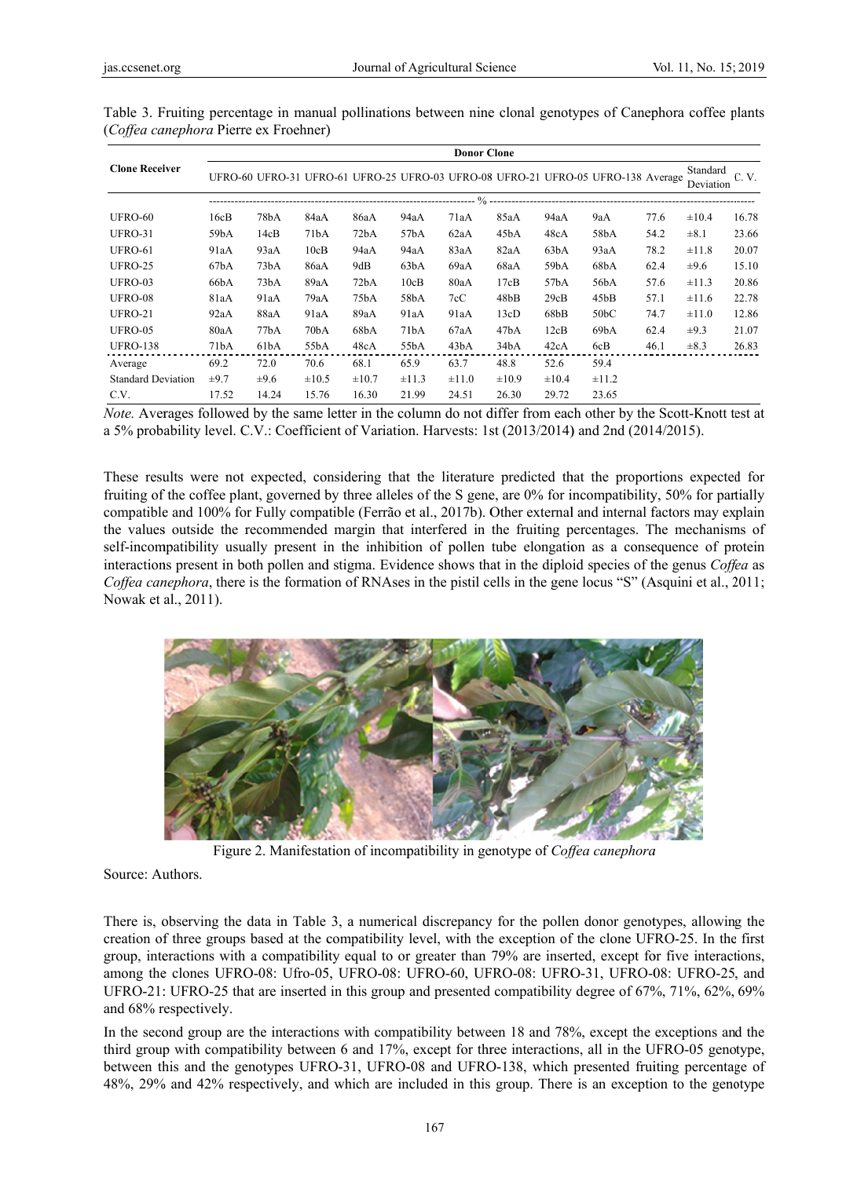Table 3. Fruiting percentage in manual pollinations between nine clonal genotypes of Canephora coffee plants (*Coffea canephora* Pierre ex Froehner)

| Clone Receiver | Donor Clone | | | | | | | | | | | |
|---|---|---|---|---|---|---|---|---|---|---|---|---|
| | UFRO-60 | UFRO-31 | UFRO-61 | UFRO-25 | UFRO-03 | UFRO-08 | UFRO-21 | UFRO-05 | UFRO-138 | Average | Standard Deviation | C. V. |
| | % | | | | | | | | | | | |
| UFRO-60 | 16cB | 78bA | 84aA | 86aA | 94aA | 71aA | 85aA | 94aA | 9aA | 77.6 | ±10.4 | 16.78 |
| UFRO-31 | 59bA | 14cB | 71bA | 72bA | 57bA | 62aA | 45bA | 48cA | 58bA | 54.2 | ±8.1 | 23.66 |
| UFRO-61 | 91aA | 93aA | 10cB | 94aA | 94aA | 83aA | 82aA | 63bA | 93aA | 78.2 | ±11.8 | 20.07 |
| UFRO-25 | 67bA | 73bA | 86aA | 9dB | 63bA | 69aA | 68aA | 59bA | 68bA | 62.4 | ±9.6 | 15.10 |
| UFRO-03 | 66bA | 73bA | 89aA | 72bA | 10cB | 80aA | 17cB | 57bA | 56bA | 57.6 | ±11.3 | 20.86 |
| UFRO-08 | 81aA | 91aA | 79aA | 75bA | 58bA | 7cC | 48bB | 29cB | 45bB | 57.1 | ±11.6 | 22.78 |
| UFRO-21 | 92aA | 88aA | 91aA | 89aA | 91aA | 91aA | 13cD | 68bB | 50bC | 74.7 | ±11.0 | 12.86 |
| UFRO-05 | 80aA | 77bA | 70bA | 68bA | 71bA | 67aA | 47bA | 12cB | 69bA | 62.4 | ±9.3 | 21.07 |
| UFRO-138 | 71bA | 61bA | 55bA | 48cA | 55bA | 43bA | 34bA | 42cA | 6cB | 46.1 | ±8.3 | 26.83 |
| Average | 69.2 | 72.0 | 70.6 | 68.1 | 65.9 | 63.7 | 48.8 | 52.6 | 59.4 | | | |
| Standard Deviation | ±9.7 | ±9.6 | ±10.5 | ±10.7 | ±11.3 | ±11.0 | ±10.9 | ±10.4 | ±11.2 | | | |
| C.V. | 17.52 | 14.24 | 15.76 | 16.30 | 21.99 | 24.51 | 26.30 | 29.72 | 23.65 | | | |

*Note.* Averages followed by the same letter in the column do not differ from each other by the Scott-Knott test at a 5% probability level. C.V.: Coefficient of Variation. Harvests: 1st (2013/2014) and 2nd (2014/2015).

These results were not expected, considering that the literature predicted that the proportions expected for fruiting of the coffee plant, governed by three alleles of the S gene, are 0% for incompatibility, 50% for partially compatible and 100% for Fully compatible (Ferrão et al., 2017b). Other external and internal factors may explain the values outside the recommended margin that interfered in the fruiting percentages. The mechanisms of self-incompatibility usually present in the inhibition of pollen tube elongation as a consequence of protein interactions present in both pollen and stigma. Evidence shows that in the diploid species of the genus *Coffea* as *Coffea canephora*, there is the formation of RNAses in the pistil cells in the gene locus "S" (Asquini et al., 2011; Nowak et al., 2011).

Figure 2. Manifestation of incompatibility in genotype of *Coffea canephora*

Source: Authors.

There is, observing the data in Table 3, a numerical discrepancy for the pollen donor genotypes, allowing the creation of three groups based at the compatibility level, with the exception of the clone UFRO-25. In the first group, interactions with a compatibility equal to or greater than 79% are inserted, except for five interactions, among the clones UFRO-08: Ufro-05, UFRO-08: UFRO-60, UFRO-08: UFRO-31, UFRO-08: UFRO-25, and UFRO-21: UFRO-25 that are inserted in this group and presented compatibility degree of 67%, 71%, 62%, 69% and 68% respectively.

In the second group are the interactions with compatibility between 18 and 78%, except the exceptions and the third group with compatibility between 6 and 17%, except for three interactions, all in the UFRO-05 genotype, between this and the genotypes UFRO-31, UFRO-08 and UFRO-138, which presented fruiting percentage of 48%, 29% and 42% respectively, and which are included in this group. There is an exception to the genotype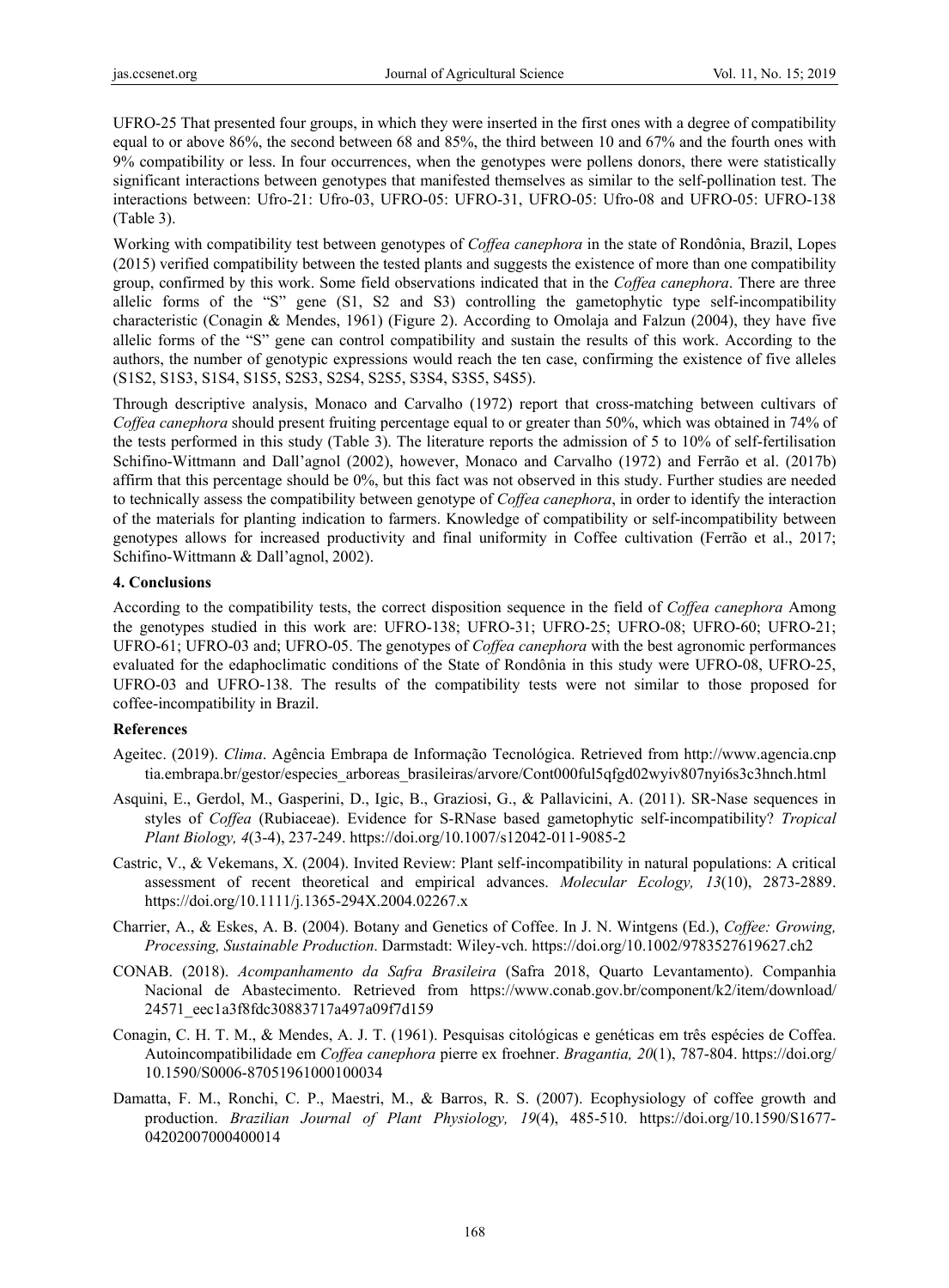UFRO-25 That presented four groups, in which they were inserted in the first ones with a degree of compatibility equal to or above 86%, the second between 68 and 85%, the third between 10 and 67% and the fourth ones with 9% compatibility or less. In four occurrences, when the genotypes were pollens donors, there were statistically significant interactions between genotypes that manifested themselves as similar to the self-pollination test. The interactions between: Ufro-21: Ufro-03, UFRO-05: UFRO-31, UFRO-05: Ufro-08 and UFRO-05: UFRO-138 (Table 3).

Working with compatibility test between genotypes of *Coffea canephora* in the state of Rondônia, Brazil, Lopes (2015) verified compatibility between the tested plants and suggests the existence of more than one compatibility group, confirmed by this work. Some field observations indicated that in the *Coffea canephora*. There are three allelic forms of the "S" gene (S1, S2 and S3) controlling the gametophytic type self-incompatibility characteristic (Conagin & Mendes, 1961) (Figure 2). According to Omolaja and Falzun (2004), they have five allelic forms of the "S" gene can control compatibility and sustain the results of this work. According to the authors, the number of genotypic expressions would reach the ten case, confirming the existence of five alleles (S1S2, S1S3, S1S4, S1S5, S2S3, S2S4, S2S5, S3S4, S3S5, S4S5).

Through descriptive analysis, Monaco and Carvalho (1972) report that cross-matching between cultivars of *Coffea canephora* should present fruiting percentage equal to or greater than 50%, which was obtained in 74% of the tests performed in this study (Table 3). The literature reports the admission of 5 to 10% of self-fertilisation Schifino-Wittmann and Dall'agnol (2002), however, Monaco and Carvalho (1972) and Ferrão et al. (2017b) affirm that this percentage should be 0%, but this fact was not observed in this study. Further studies are needed to technically assess the compatibility between genotype of *Coffea canephora*, in order to identify the interaction of the materials for planting indication to farmers. Knowledge of compatibility or self-incompatibility between genotypes allows for increased productivity and final uniformity in Coffee cultivation (Ferrão et al., 2017; Schifino-Wittmann & Dall'agnol, 2002).

## 4. Conclusions

According to the compatibility tests, the correct disposition sequence in the field of *Coffea canephora* Among the genotypes studied in this work are: UFRO-138; UFRO-31; UFRO-25; UFRO-08; UFRO-60; UFRO-21; UFRO-61; UFRO-03 and; UFRO-05. The genotypes of *Coffea canephora* with the best agronomic performances evaluated for the edaphoclimatic conditions of the State of Rondônia in this study were UFRO-08, UFRO-25, UFRO-03 and UFRO-138. The results of the compatibility tests were not similar to those proposed for coffee-incompatibility in Brazil.

## References

Ageitec. (2019). *Clima*. Agência Embrapa de Informação Tecnológica. Retrieved from http://www.agencia.cnptia.embrapa.br/gestor/especies_arboreas_brasileiras/arvore/Cont000ful5qfgd02wyiv807nyi6s3c3hnch.html

Asquini, E., Gerdol, M., Gasperini, D., Igic, B., Graziosi, G., & Pallavicini, A. (2011). SR-Nase sequences in styles of *Coffea* (Rubiaceae). Evidence for S-RNase based gametophytic self-incompatibility? *Tropical Plant Biology, 4*(3-4), 237-249. https://doi.org/10.1007/s12042-011-9085-2

Castric, V., & Vekemans, X. (2004). Invited Review: Plant self-incompatibility in natural populations: A critical assessment of recent theoretical and empirical advances. *Molecular Ecology, 13*(10), 2873-2889. https://doi.org/10.1111/j.1365-294X.2004.02267.x

Charrier, A., & Eskes, A. B. (2004). Botany and Genetics of Coffee. In J. N. Wintgens (Ed.), *Coffee: Growing, Processing, Sustainable Production*. Darmstadt: Wiley-vch. https://doi.org/10.1002/9783527619627.ch2

CONAB. (2018). *Acompanhamento da Safra Brasileira* (Safra 2018, Quarto Levantamento). Companhia Nacional de Abastecimento. Retrieved from https://www.conab.gov.br/component/k2/item/download/24571_eec1a3f8fdc30883717a497a09f7d159

Conagin, C. H. T. M., & Mendes, A. J. T. (1961). Pesquisas citológicas e genéticas em três espécies de Coffea. Autoincompatibilidade em *Coffea canephora* pierre ex froehner. *Bragantia, 20*(1), 787-804. https://doi.org/10.1590/S0006-87051961000100034

Damatta, F. M., Ronchi, C. P., Maestri, M., & Barros, R. S. (2007). Ecophysiology of coffee growth and production. *Brazilian Journal of Plant Physiology, 19*(4), 485-510. https://doi.org/10.1590/S1677-04202007000400014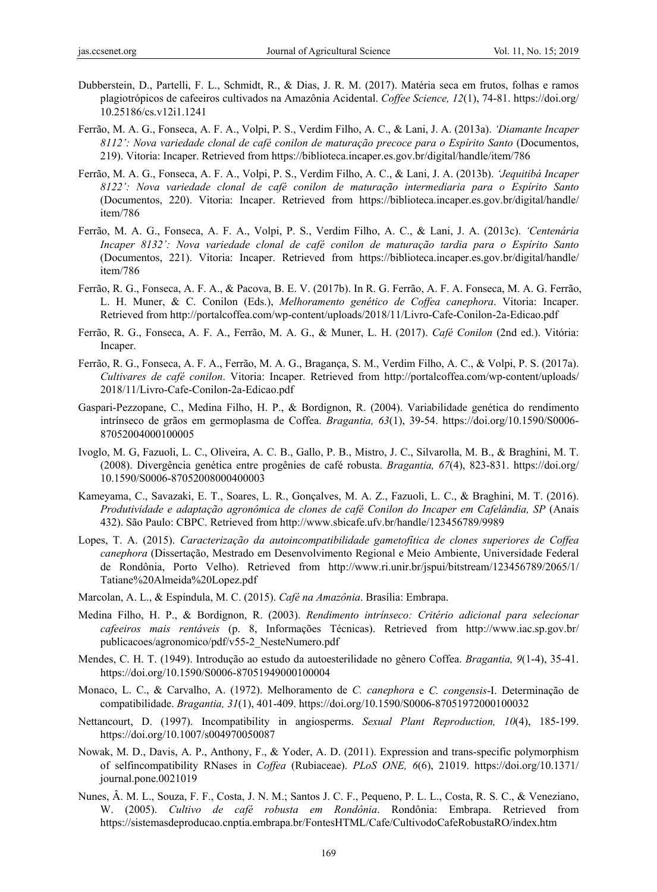Dubberstein, D., Partelli, F. L., Schmidt, R., & Dias, J. R. M. (2017). Matéria seca em frutos, folhas e ramos plagiotrópicos de cafeeiros cultivados na Amazônia Acidental. *Coffee Science, 12*(1), 74-81. https://doi.org/10.25186/cs.v12i1.1241

Ferrão, M. A. G., Fonseca, A. F. A., Volpi, P. S., Verdim Filho, A. C., & Lani, J. A. (2013a). *'Diamante Incaper 8112': Nova variedade clonal de café conilon de maturação precoce para o Espírito Santo* (Documentos, 219). Vitoria: Incaper. Retrieved from https://biblioteca.incaper.es.gov.br/digital/handle/item/786

Ferrão, M. A. G., Fonseca, A. F. A., Volpi, P. S., Verdim Filho, A. C., & Lani, J. A. (2013b). *'Jequitibá Incaper 8122': Nova variedade clonal de café conilon de maturação intermediaria para o Espírito Santo* (Documentos, 220). Vitoria: Incaper. Retrieved from https://biblioteca.incaper.es.gov.br/digital/handle/item/786

Ferrão, M. A. G., Fonseca, A. F. A., Volpi, P. S., Verdim Filho, A. C., & Lani, J. A. (2013c). *'Centenária Incaper 8132': Nova variedade clonal de café conilon de maturação tardia para o Espírito Santo* (Documentos, 221). Vitoria: Incaper. Retrieved from https://biblioteca.incaper.es.gov.br/digital/handle/item/786

Ferrão, R. G., Fonseca, A. F. A., & Pacova, B. E. V. (2017b). In R. G. Ferrão, A. F. A. Fonseca, M. A. G. Ferrão, L. H. Muner, & C. Conilon (Eds.), *Melhoramento genético de Coffea canephora*. Vitoria: Incaper. Retrieved from http://portalcoffea.com/wp-content/uploads/2018/11/Livro-Cafe-Conilon-2a-Edicao.pdf

Ferrão, R. G., Fonseca, A. F. A., Ferrão, M. A. G., & Muner, L. H. (2017). *Café Conilon* (2nd ed.). Vitória: Incaper.

Ferrão, R. G., Fonseca, A. F. A., Ferrão, M. A. G., Bragança, S. M., Verdim Filho, A. C., & Volpi, P. S. (2017a). *Cultivares de café conilon*. Vitoria: Incaper. Retrieved from http://portalcoffea.com/wp-content/uploads/2018/11/Livro-Cafe-Conilon-2a-Edicao.pdf

Gaspari-Pezzopane, C., Medina Filho, H. P., & Bordignon, R. (2004). Variabilidade genética do rendimento intrínseco de grãos em germoplasma de Coffea. *Bragantia, 63*(1), 39-54. https://doi.org/10.1590/S0006-87052004000100005

Ivoglo, M. G, Fazuoli, L. C., Oliveira, A. C. B., Gallo, P. B., Mistro, J. C., Silvarolla, M. B., & Braghini, M. T. (2008). Divergência genética entre progênies de café robusta. *Bragantia, 67*(4), 823-831. https://doi.org/10.1590/S0006-87052008000400003

Kameyama, C., Savazaki, E. T., Soares, L. R., Gonçalves, M. A. Z., Fazuoli, L. C., & Braghini, M. T. (2016). *Produtividade e adaptação agronômica de clones de café Conilon do Incaper em Cafelândia, SP* (Anais 432). São Paulo: CBPC. Retrieved from http://www.sbicafe.ufv.br/handle/123456789/9989

Lopes, T. A. (2015). *Caracterização da autoincompatibilidade gametofítica de clones superiores de Coffea canephora* (Dissertação, Mestrado em Desenvolvimento Regional e Meio Ambiente, Universidade Federal de Rondônia, Porto Velho). Retrieved from http://www.ri.unir.br/jspui/bitstream/123456789/2065/1/Tatiane%20Almeida%20Lopez.pdf

Marcolan, A. L., & Espíndula, M. C. (2015). *Café na Amazônia*. Brasília: Embrapa.

Medina Filho, H. P., & Bordignon, R. (2003). *Rendimento intrínseco: Critério adicional para selecionar cafeeiros mais rentáveis* (p. 8, Informações Técnicas). Retrieved from http://www.iac.sp.gov.br/publicacoes/agronomico/pdf/v55-2_NesteNumero.pdf

Mendes, C. H. T. (1949). Introdução ao estudo da autoesterilidade no gênero Coffea. *Bragantia, 9*(1-4), 35-41. https://doi.org/10.1590/S0006-87051949000100004

Monaco, L. C., & Carvalho, A. (1972). Melhoramento de *C. canephora* e *C. congensis*-I. Determinação de compatibilidade. *Bragantia, 31*(1), 401-409. https://doi.org/10.1590/S0006-87051972000100032

Nettancourt, D. (1997). Incompatibility in angiosperms. *Sexual Plant Reproduction, 10*(4), 185-199. https://doi.org/10.1007/s004970050087

Nowak, M. D., Davis, A. P., Anthony, F., & Yoder, A. D. (2011). Expression and trans-specific polymorphism of selfincompatibility RNases in *Coffea* (Rubiaceae). *PLoS ONE, 6*(6), 21019. https://doi.org/10.1371/journal.pone.0021019

Nunes, Â. M. L., Souza, F. F., Costa, J. N. M.; Santos J. C. F., Pequeno, P. L. L., Costa, R. S. C., & Veneziano, W. (2005). *Cultivo de café robusta em Rondônia*. Rondônia: Embrapa. Retrieved from https://sistemasdeproducao.cnptia.embrapa.br/FontesHTML/Cafe/CultivodoCafeRobustaRO/index.htm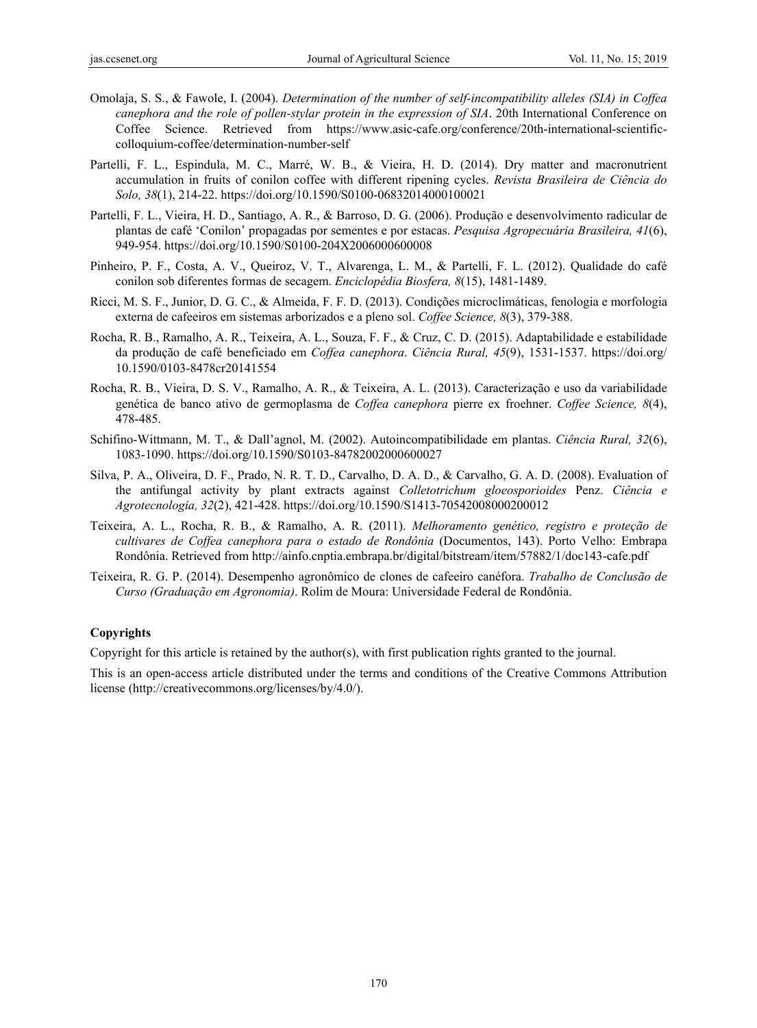Omolaja, S. S., & Fawole, I. (2004). *Determination of the number of self-incompatibility alleles (SIA) in Coffea canephora and the role of pollen-stylar protein in the expression of SIA*. 20th International Conference on Coffee Science. Retrieved from https://www.asic-cafe.org/conference/20th-international-scientific-colloquium-coffee/determination-number-self

Partelli, F. L., Espindula, M. C., Marré, W. B., & Vieira, H. D. (2014). Dry matter and macronutrient accumulation in fruits of conilon coffee with different ripening cycles. *Revista Brasileira de Ciência do Solo, 38*(1), 214-22. https://doi.org/10.1590/S0100-06832014000100021

Partelli, F. L., Vieira, H. D., Santiago, A. R., & Barroso, D. G. (2006). Produção e desenvolvimento radicular de plantas de café 'Conilon' propagadas por sementes e por estacas. *Pesquisa Agropecuária Brasileira, 41*(6), 949-954. https://doi.org/10.1590/S0100-204X2006000600008

Pinheiro, P. F., Costa, A. V., Queiroz, V. T., Alvarenga, L. M., & Partelli, F. L. (2012). Qualidade do café conilon sob diferentes formas de secagem. *Enciclopédia Biosfera, 8*(15), 1481-1489.

Ricci, M. S. F., Junior, D. G. C., & Almeida, F. F. D. (2013). Condições microclimáticas, fenologia e morfologia externa de cafeeiros em sistemas arborizados e a pleno sol. *Coffee Science, 8*(3), 379-388.

Rocha, R. B., Ramalho, A. R., Teixeira, A. L., Souza, F. F., & Cruz, C. D. (2015). Adaptabilidade e estabilidade da produção de café beneficiado em *Coffea canephora*. *Ciência Rural, 45*(9), 1531-1537. https://doi.org/ 10.1590/0103-8478cr20141554

Rocha, R. B., Vieira, D. S. V., Ramalho, A. R., & Teixeira, A. L. (2013). Caracterização e uso da variabilidade genética de banco ativo de germoplasma de *Coffea canephora* pierre ex froehner. *Coffee Science, 8*(4), 478-485.

Schifino-Wittmann, M. T., & Dall'agnol, M. (2002). Autoincompatibilidade em plantas. *Ciência Rural, 32*(6), 1083-1090. https://doi.org/10.1590/S0103-84782002000600027

Silva, P. A., Oliveira, D. F., Prado, N. R. T. D., Carvalho, D. A. D., & Carvalho, G. A. D. (2008). Evaluation of the antifungal activity by plant extracts against *Colletotrichum gloeosporioides* Penz. *Ciência e Agrotecnologia, 32*(2), 421-428. https://doi.org/10.1590/S1413-70542008000200012

Teixeira, A. L., Rocha, R. B., & Ramalho, A. R. (2011). *Melhoramento genético, registro e proteção de cultivares de Coffea canephora para o estado de Rondônia* (Documentos, 143). Porto Velho: Embrapa Rondônia. Retrieved from http://ainfo.cnptia.embrapa.br/digital/bitstream/item/57882/1/doc143-cafe.pdf

Teixeira, R. G. P. (2014). Desempenho agronômico de clones de cafeeiro canéfora. *Trabalho de Conclusão de Curso (Graduação em Agronomia)*. Rolim de Moura: Universidade Federal de Rondônia.

### Copyrights

Copyright for this article is retained by the author(s), with first publication rights granted to the journal.

This is an open-access article distributed under the terms and conditions of the Creative Commons Attribution license (http://creativecommons.org/licenses/by/4.0/).